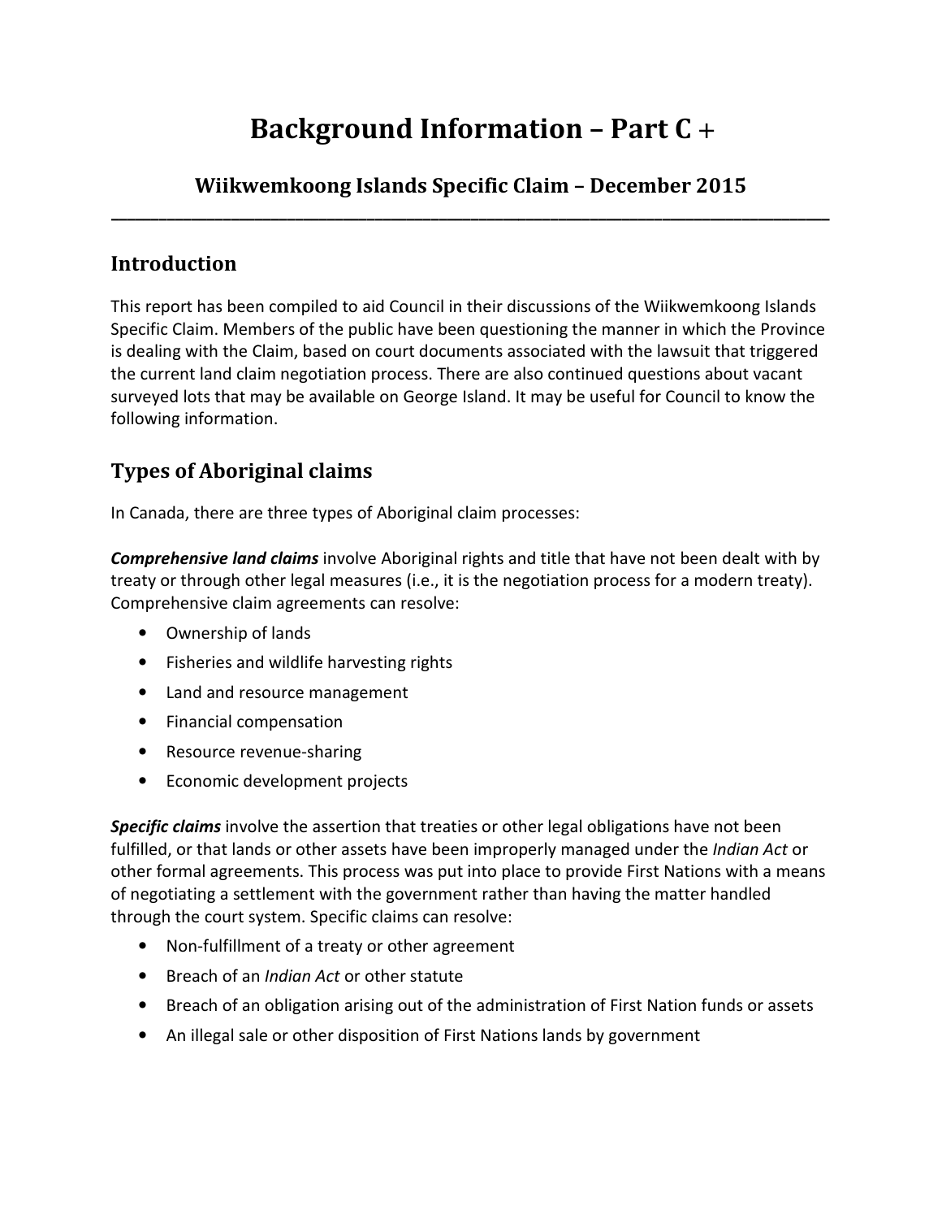# Background Information – Part C +

## Wiikwemkoong Islands Specific Claim – December 2015

---

## Introduction

This report has been compiled to aid Council in their discussions of the Wiikwemkoong Islands Specific Claim. Members of the public have been questioning the manner in which the Province is dealing with the Claim, based on court documents associated with the lawsuit that triggered the current land claim negotiation process. There are also continued questions about vacant surveyed lots that may be available on George Island. It may be useful for Council to know the following information.

## Types of Aboriginal claims

In Canada, there are three types of Aboriginal claim processes:

***Comprehensive land claims*** involve Aboriginal rights and title that have not been dealt with by treaty or through other legal measures (i.e., it is the negotiation process for a modern treaty). Comprehensive claim agreements can resolve:

- Ownership of lands
- Fisheries and wildlife harvesting rights
- Land and resource management
- Financial compensation
- Resource revenue-sharing
- Economic development projects

***Specific claims*** involve the assertion that treaties or other legal obligations have not been fulfilled, or that lands or other assets have been improperly managed under the *Indian Act* or other formal agreements. This process was put into place to provide First Nations with a means of negotiating a settlement with the government rather than having the matter handled through the court system. Specific claims can resolve:

- Non-fulfillment of a treaty or other agreement
- Breach of an *Indian Act* or other statute
- Breach of an obligation arising out of the administration of First Nation funds or assets
- An illegal sale or other disposition of First Nations lands by government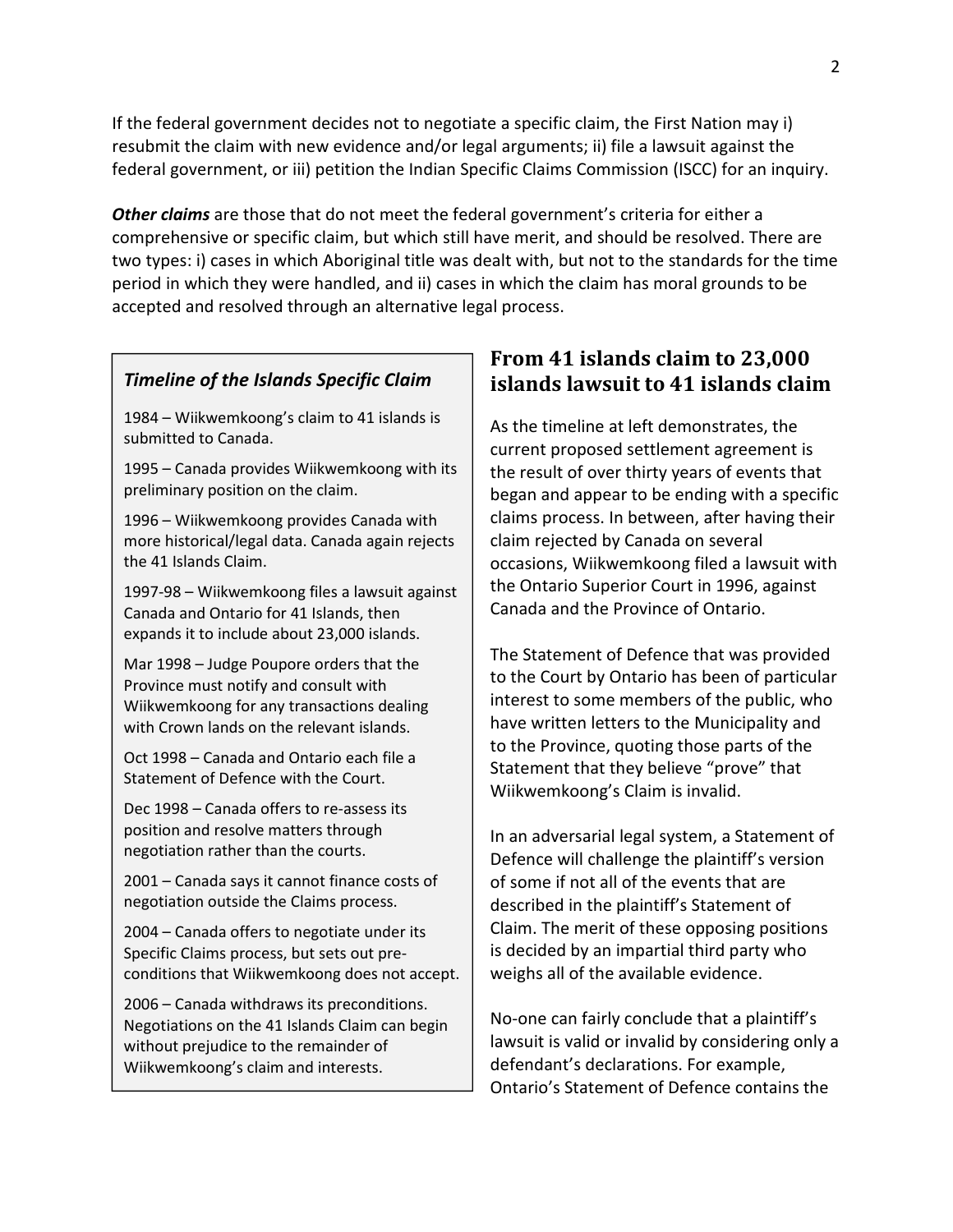If the federal government decides not to negotiate a specific claim, the First Nation may i) resubmit the claim with new evidence and/or legal arguments; ii) file a lawsuit against the federal government, or iii) petition the Indian Specific Claims Commission (ISCC) for an inquiry.

***Other claims*** are those that do not meet the federal government's criteria for either a comprehensive or specific claim, but which still have merit, and should be resolved. There are two types: i) cases in which Aboriginal title was dealt with, but not to the standards for the time period in which they were handled, and ii) cases in which the claim has moral grounds to be accepted and resolved through an alternative legal process.

### *Timeline of the Islands Specific Claim*

1984 – Wiikwemkoong's claim to 41 islands is submitted to Canada.

1995 – Canada provides Wiikwemkoong with its preliminary position on the claim.

1996 – Wiikwemkoong provides Canada with more historical/legal data. Canada again rejects the 41 Islands Claim.

1997-98 – Wiikwemkoong files a lawsuit against Canada and Ontario for 41 Islands, then expands it to include about 23,000 islands.

Mar 1998 – Judge Poupore orders that the Province must notify and consult with Wiikwemkoong for any transactions dealing with Crown lands on the relevant islands.

Oct 1998 – Canada and Ontario each file a Statement of Defence with the Court.

Dec 1998 – Canada offers to re-assess its position and resolve matters through negotiation rather than the courts.

2001 – Canada says it cannot finance costs of negotiation outside the Claims process.

2004 – Canada offers to negotiate under its Specific Claims process, but sets out pre-conditions that Wiikwemkoong does not accept.

2006 – Canada withdraws its preconditions. Negotiations on the 41 Islands Claim can begin without prejudice to the remainder of Wiikwemkoong's claim and interests.

## From 41 islands claim to 23,000 islands lawsuit to 41 islands claim

As the timeline at left demonstrates, the current proposed settlement agreement is the result of over thirty years of events that began and appear to be ending with a specific claims process. In between, after having their claim rejected by Canada on several occasions, Wiikwemkoong filed a lawsuit with the Ontario Superior Court in 1996, against Canada and the Province of Ontario.

The Statement of Defence that was provided to the Court by Ontario has been of particular interest to some members of the public, who have written letters to the Municipality and to the Province, quoting those parts of the Statement that they believe "prove" that Wiikwemkoong's Claim is invalid.

In an adversarial legal system, a Statement of Defence will challenge the plaintiff's version of some if not all of the events that are described in the plaintiff's Statement of Claim. The merit of these opposing positions is decided by an impartial third party who weighs all of the available evidence.

No-one can fairly conclude that a plaintiff's lawsuit is valid or invalid by considering only a defendant's declarations. For example, Ontario's Statement of Defence contains the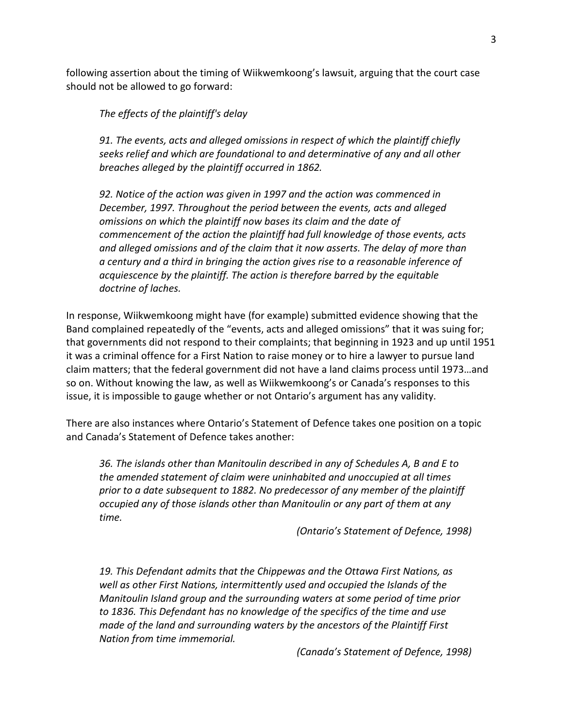following assertion about the timing of Wiikwemkoong's lawsuit, arguing that the court case should not be allowed to go forward:

> *The effects of the plaintiff's delay*
>
> *91. The events, acts and alleged omissions in respect of which the plaintiff chiefly seeks relief and which are foundational to and determinative of any and all other breaches alleged by the plaintiff occurred in 1862.*
>
> *92. Notice of the action was given in 1997 and the action was commenced in December, 1997. Throughout the period between the events, acts and alleged omissions on which the plaintiff now bases its claim and the date of commencement of the action the plaintiff had full knowledge of those events, acts and alleged omissions and of the claim that it now asserts. The delay of more than a century and a third in bringing the action gives rise to a reasonable inference of acquiescence by the plaintiff. The action is therefore barred by the equitable doctrine of laches.*

In response, Wiikwemkoong might have (for example) submitted evidence showing that the Band complained repeatedly of the "events, acts and alleged omissions" that it was suing for; that governments did not respond to their complaints; that beginning in 1923 and up until 1951 it was a criminal offence for a First Nation to raise money or to hire a lawyer to pursue land claim matters; that the federal government did not have a land claims process until 1973…and so on. Without knowing the law, as well as Wiikwemkoong's or Canada's responses to this issue, it is impossible to gauge whether or not Ontario's argument has any validity.

There are also instances where Ontario's Statement of Defence takes one position on a topic and Canada's Statement of Defence takes another:

> *36. The islands other than Manitoulin described in any of Schedules A, B and E to the amended statement of claim were uninhabited and unoccupied at all times prior to a date subsequent to 1882. No predecessor of any member of the plaintiff occupied any of those islands other than Manitoulin or any part of them at any time.*
>
> *(Ontario's Statement of Defence, 1998)*

> *19. This Defendant admits that the Chippewas and the Ottawa First Nations, as well as other First Nations, intermittently used and occupied the Islands of the Manitoulin Island group and the surrounding waters at some period of time prior to 1836. This Defendant has no knowledge of the specifics of the time and use made of the land and surrounding waters by the ancestors of the Plaintiff First Nation from time immemorial.*
>
> *(Canada's Statement of Defence, 1998)*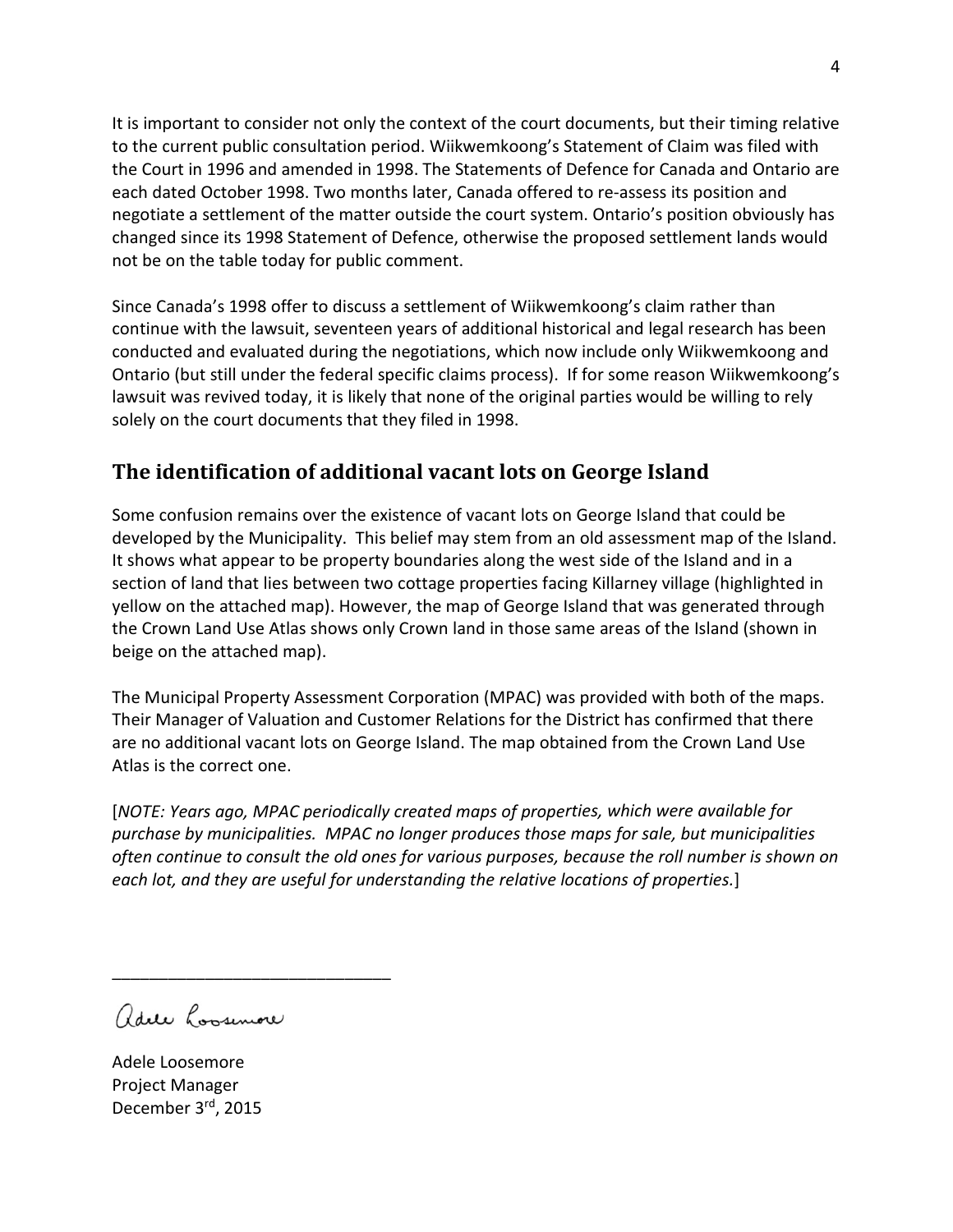It is important to consider not only the context of the court documents, but their timing relative to the current public consultation period. Wiikwemkoong's Statement of Claim was filed with the Court in 1996 and amended in 1998. The Statements of Defence for Canada and Ontario are each dated October 1998. Two months later, Canada offered to re-assess its position and negotiate a settlement of the matter outside the court system. Ontario's position obviously has changed since its 1998 Statement of Defence, otherwise the proposed settlement lands would not be on the table today for public comment.

Since Canada's 1998 offer to discuss a settlement of Wiikwemkoong's claim rather than continue with the lawsuit, seventeen years of additional historical and legal research has been conducted and evaluated during the negotiations, which now include only Wiikwemkoong and Ontario (but still under the federal specific claims process). If for some reason Wiikwemkoong's lawsuit was revived today, it is likely that none of the original parties would be willing to rely solely on the court documents that they filed in 1998.

## The identification of additional vacant lots on George Island

Some confusion remains over the existence of vacant lots on George Island that could be developed by the Municipality. This belief may stem from an old assessment map of the Island. It shows what appear to be property boundaries along the west side of the Island and in a section of land that lies between two cottage properties facing Killarney village (highlighted in yellow on the attached map). However, the map of George Island that was generated through the Crown Land Use Atlas shows only Crown land in those same areas of the Island (shown in beige on the attached map).

The Municipal Property Assessment Corporation (MPAC) was provided with both of the maps. Their Manager of Valuation and Customer Relations for the District has confirmed that there are no additional vacant lots on George Island. The map obtained from the Crown Land Use Atlas is the correct one.

[*NOTE: Years ago, MPAC periodically created maps of properties, which were available for purchase by municipalities. MPAC no longer produces those maps for sale, but municipalities often continue to consult the old ones for various purposes, because the roll number is shown on each lot, and they are useful for understanding the relative locations of properties.*]

\_\_\_\_\_\_\_\_\_\_\_\_\_\_\_\_\_\_\_\_\_\_\_\_\_\_\_\_\_\_

Adele Loosemore

Adele Loosemore
Project Manager
December 3rd, 2015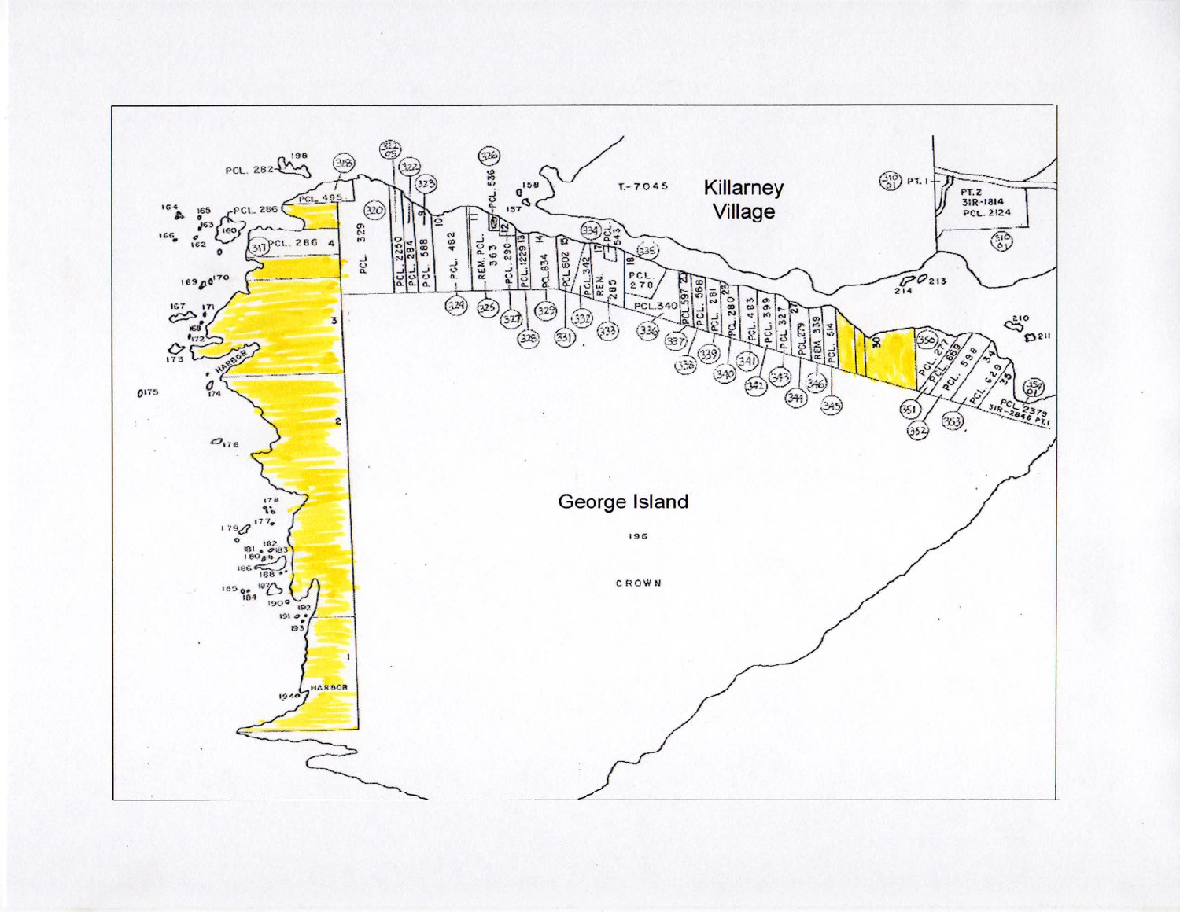Killarney Village

T-7045

George Island

196

CROWN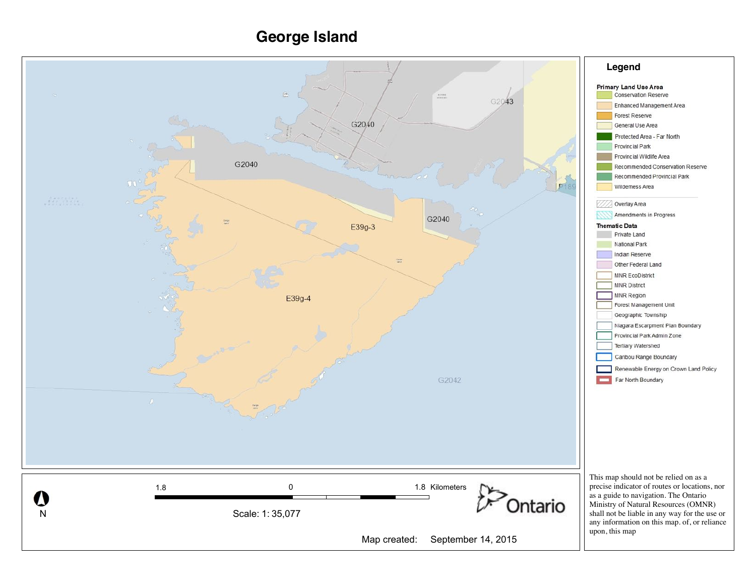# George Island

G2043

G2040

G2040

E39g-3

G2040

P189

E39g-4

G2042

## Legend

**Primary Land Use Area**

- Conservation Reserve
- Enhanced Management Area
- Forest Reserve
- General Use Area
- Protected Area - Far North
- Provincial Park
- Provincial Wildlife Area
- Recommended Conservation Reserve
- Recommended Provincial Park
- Wilderness Area

- Overlay Area
- Amendments in Progress

**Thematic Data**

- Private Land
- National Park
- Indian Reserve
- Other Federal Land
- MNR EcoDistrict
- MNR District
- MNR Region
- Forest Management Unit
- Geographic Township
- Niagara Escarpment Plan Boundary
- Provincial Park Admin Zone
- Tertiary Watershed
- Caribou Range Boundary
- Renewable Energy on Crown Land Policy
- Far North Boundary

N

1.8 0 1.8 Kilometers

Scale: 1: 35,077

Ontario

Map created: September 14, 2015

This map should not be relied on as a precise indicator of routes or locations, nor as a guide to navigation. The Ontario Ministry of Natural Resources (OMNR) shall not be liable in any way for the use or any information on this map. of, or reliance upon, this map